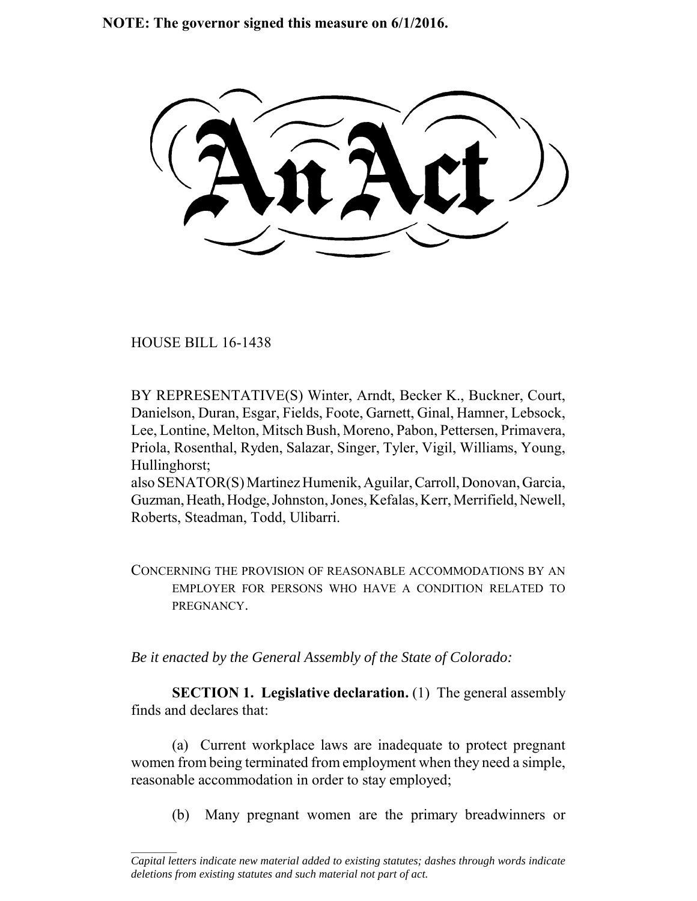**NOTE: The governor signed this measure on 6/1/2016.**

# An Act

HOUSE BILL 16-1438

BY REPRESENTATIVE(S) Winter, Arndt, Becker K., Buckner, Court, Danielson, Duran, Esgar, Fields, Foote, Garnett, Ginal, Hamner, Lebsock, Lee, Lontine, Melton, Mitsch Bush, Moreno, Pabon, Pettersen, Primavera, Priola, Rosenthal, Ryden, Salazar, Singer, Tyler, Vigil, Williams, Young, Hullinghorst;
also SENATOR(S) Martinez Humenik, Aguilar, Carroll, Donovan, Garcia, Guzman, Heath, Hodge, Johnston, Jones, Kefalas, Kerr, Merrifield, Newell, Roberts, Steadman, Todd, Ulibarri.

CONCERNING THE PROVISION OF REASONABLE ACCOMMODATIONS BY AN EMPLOYER FOR PERSONS WHO HAVE A CONDITION RELATED TO PREGNANCY.

*Be it enacted by the General Assembly of the State of Colorado:*

**SECTION 1. Legislative declaration.** (1) The general assembly finds and declares that:

(a) Current workplace laws are inadequate to protect pregnant women from being terminated from employment when they need a simple, reasonable accommodation in order to stay employed;

(b) Many pregnant women are the primary breadwinners or

*Capital letters indicate new material added to existing statutes; dashes through words indicate deletions from existing statutes and such material not part of act.*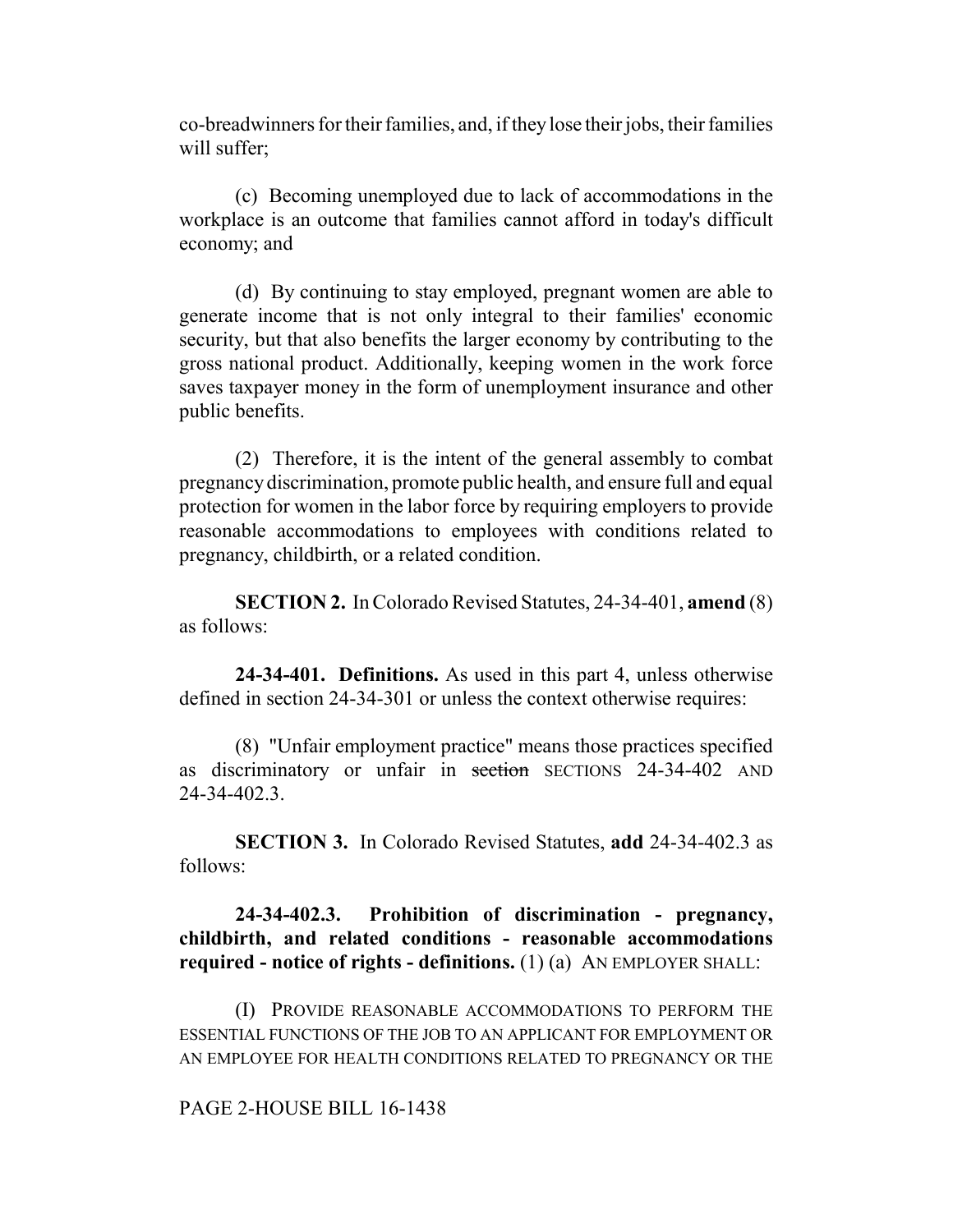co-breadwinners for their families, and, if they lose their jobs, their families will suffer;

(c) Becoming unemployed due to lack of accommodations in the workplace is an outcome that families cannot afford in today's difficult economy; and

(d) By continuing to stay employed, pregnant women are able to generate income that is not only integral to their families' economic security, but that also benefits the larger economy by contributing to the gross national product. Additionally, keeping women in the work force saves taxpayer money in the form of unemployment insurance and other public benefits.

(2) Therefore, it is the intent of the general assembly to combat pregnancy discrimination, promote public health, and ensure full and equal protection for women in the labor force by requiring employers to provide reasonable accommodations to employees with conditions related to pregnancy, childbirth, or a related condition.

**SECTION 2.** In Colorado Revised Statutes, 24-34-401, **amend** (8) as follows:

**24-34-401. Definitions.** As used in this part 4, unless otherwise defined in section 24-34-301 or unless the context otherwise requires:

(8) "Unfair employment practice" means those practices specified as discriminatory or unfair in ~~section~~ SECTIONS 24-34-402 AND 24-34-402.3.

**SECTION 3.** In Colorado Revised Statutes, **add** 24-34-402.3 as follows:

**24-34-402.3. Prohibition of discrimination - pregnancy, childbirth, and related conditions - reasonable accommodations required - notice of rights - definitions.** (1) (a) AN EMPLOYER SHALL:

(I) PROVIDE REASONABLE ACCOMMODATIONS TO PERFORM THE ESSENTIAL FUNCTIONS OF THE JOB TO AN APPLICANT FOR EMPLOYMENT OR AN EMPLOYEE FOR HEALTH CONDITIONS RELATED TO PREGNANCY OR THE

PAGE 2-HOUSE BILL 16-1438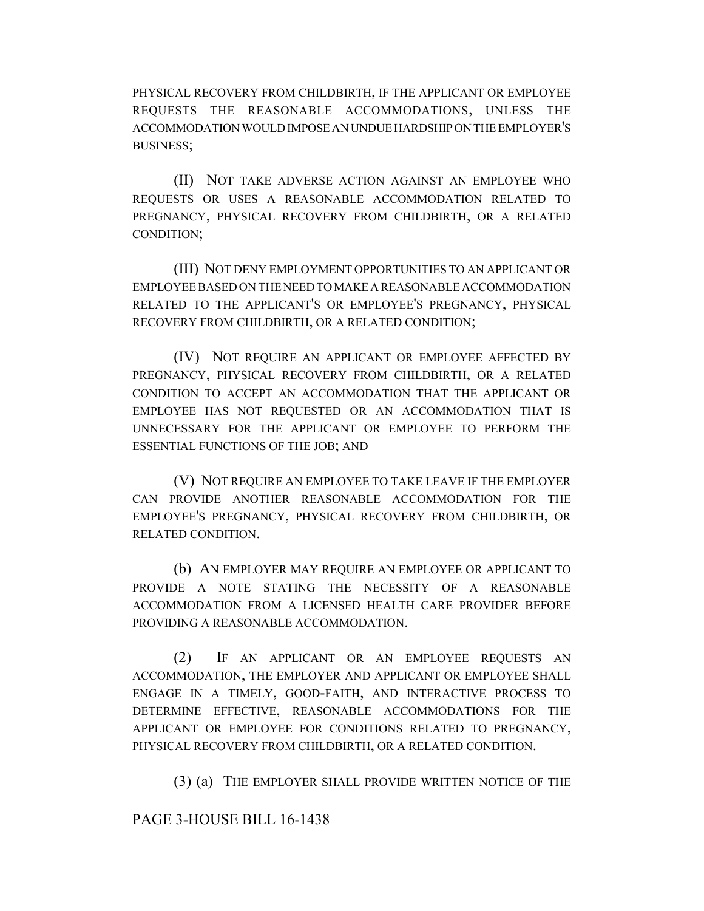PHYSICAL RECOVERY FROM CHILDBIRTH, IF THE APPLICANT OR EMPLOYEE REQUESTS THE REASONABLE ACCOMMODATIONS, UNLESS THE ACCOMMODATION WOULD IMPOSE AN UNDUE HARDSHIP ON THE EMPLOYER'S BUSINESS;

(II) NOT TAKE ADVERSE ACTION AGAINST AN EMPLOYEE WHO REQUESTS OR USES A REASONABLE ACCOMMODATION RELATED TO PREGNANCY, PHYSICAL RECOVERY FROM CHILDBIRTH, OR A RELATED CONDITION;

(III) NOT DENY EMPLOYMENT OPPORTUNITIES TO AN APPLICANT OR EMPLOYEE BASED ON THE NEED TO MAKE A REASONABLE ACCOMMODATION RELATED TO THE APPLICANT'S OR EMPLOYEE'S PREGNANCY, PHYSICAL RECOVERY FROM CHILDBIRTH, OR A RELATED CONDITION;

(IV) NOT REQUIRE AN APPLICANT OR EMPLOYEE AFFECTED BY PREGNANCY, PHYSICAL RECOVERY FROM CHILDBIRTH, OR A RELATED CONDITION TO ACCEPT AN ACCOMMODATION THAT THE APPLICANT OR EMPLOYEE HAS NOT REQUESTED OR AN ACCOMMODATION THAT IS UNNECESSARY FOR THE APPLICANT OR EMPLOYEE TO PERFORM THE ESSENTIAL FUNCTIONS OF THE JOB; AND

(V) NOT REQUIRE AN EMPLOYEE TO TAKE LEAVE IF THE EMPLOYER CAN PROVIDE ANOTHER REASONABLE ACCOMMODATION FOR THE EMPLOYEE'S PREGNANCY, PHYSICAL RECOVERY FROM CHILDBIRTH, OR RELATED CONDITION.

(b) AN EMPLOYER MAY REQUIRE AN EMPLOYEE OR APPLICANT TO PROVIDE A NOTE STATING THE NECESSITY OF A REASONABLE ACCOMMODATION FROM A LICENSED HEALTH CARE PROVIDER BEFORE PROVIDING A REASONABLE ACCOMMODATION.

(2) IF AN APPLICANT OR AN EMPLOYEE REQUESTS AN ACCOMMODATION, THE EMPLOYER AND APPLICANT OR EMPLOYEE SHALL ENGAGE IN A TIMELY, GOOD-FAITH, AND INTERACTIVE PROCESS TO DETERMINE EFFECTIVE, REASONABLE ACCOMMODATIONS FOR THE APPLICANT OR EMPLOYEE FOR CONDITIONS RELATED TO PREGNANCY, PHYSICAL RECOVERY FROM CHILDBIRTH, OR A RELATED CONDITION.

(3) (a) THE EMPLOYER SHALL PROVIDE WRITTEN NOTICE OF THE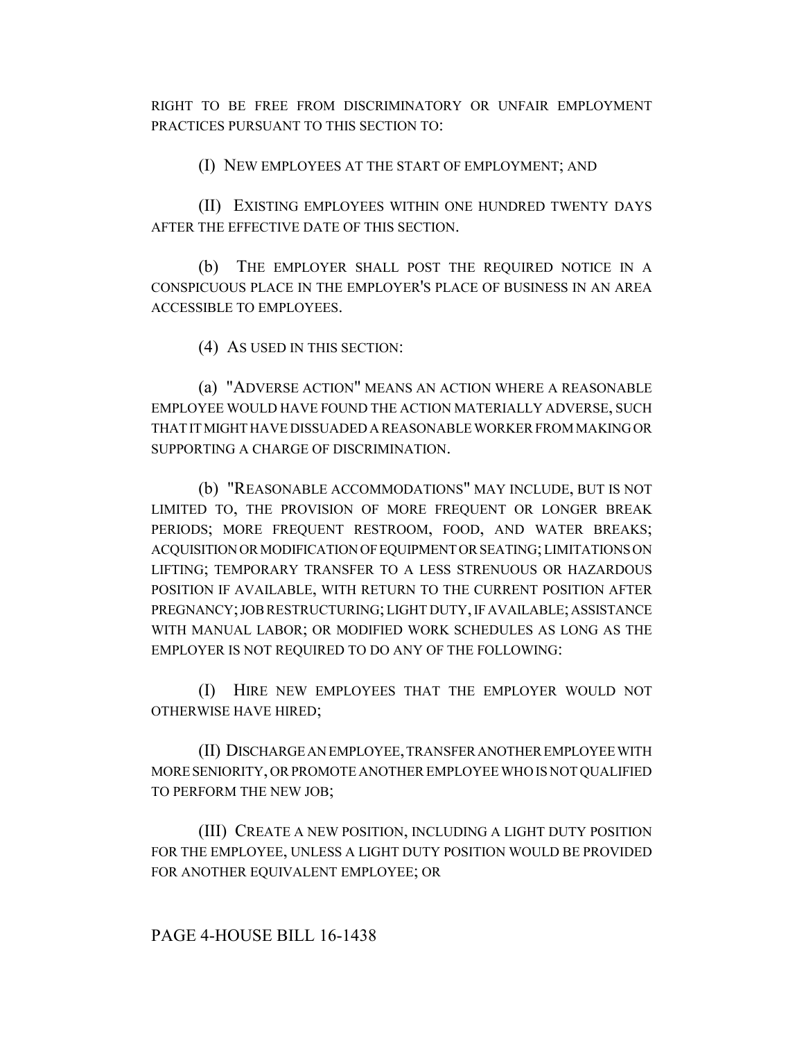RIGHT TO BE FREE FROM DISCRIMINATORY OR UNFAIR EMPLOYMENT PRACTICES PURSUANT TO THIS SECTION TO:

(I) NEW EMPLOYEES AT THE START OF EMPLOYMENT; AND

(II) EXISTING EMPLOYEES WITHIN ONE HUNDRED TWENTY DAYS AFTER THE EFFECTIVE DATE OF THIS SECTION.

(b) THE EMPLOYER SHALL POST THE REQUIRED NOTICE IN A CONSPICUOUS PLACE IN THE EMPLOYER'S PLACE OF BUSINESS IN AN AREA ACCESSIBLE TO EMPLOYEES.

(4) AS USED IN THIS SECTION:

(a) "ADVERSE ACTION" MEANS AN ACTION WHERE A REASONABLE EMPLOYEE WOULD HAVE FOUND THE ACTION MATERIALLY ADVERSE, SUCH THAT IT MIGHT HAVE DISSUADED A REASONABLE WORKER FROM MAKING OR SUPPORTING A CHARGE OF DISCRIMINATION.

(b) "REASONABLE ACCOMMODATIONS" MAY INCLUDE, BUT IS NOT LIMITED TO, THE PROVISION OF MORE FREQUENT OR LONGER BREAK PERIODS; MORE FREQUENT RESTROOM, FOOD, AND WATER BREAKS; ACQUISITION OR MODIFICATION OF EQUIPMENT OR SEATING; LIMITATIONS ON LIFTING; TEMPORARY TRANSFER TO A LESS STRENUOUS OR HAZARDOUS POSITION IF AVAILABLE, WITH RETURN TO THE CURRENT POSITION AFTER PREGNANCY; JOB RESTRUCTURING; LIGHT DUTY, IF AVAILABLE; ASSISTANCE WITH MANUAL LABOR; OR MODIFIED WORK SCHEDULES AS LONG AS THE EMPLOYER IS NOT REQUIRED TO DO ANY OF THE FOLLOWING:

(I) HIRE NEW EMPLOYEES THAT THE EMPLOYER WOULD NOT OTHERWISE HAVE HIRED;

(II) DISCHARGE AN EMPLOYEE, TRANSFER ANOTHER EMPLOYEE WITH MORE SENIORITY, OR PROMOTE ANOTHER EMPLOYEE WHO IS NOT QUALIFIED TO PERFORM THE NEW JOB;

(III) CREATE A NEW POSITION, INCLUDING A LIGHT DUTY POSITION FOR THE EMPLOYEE, UNLESS A LIGHT DUTY POSITION WOULD BE PROVIDED FOR ANOTHER EQUIVALENT EMPLOYEE; OR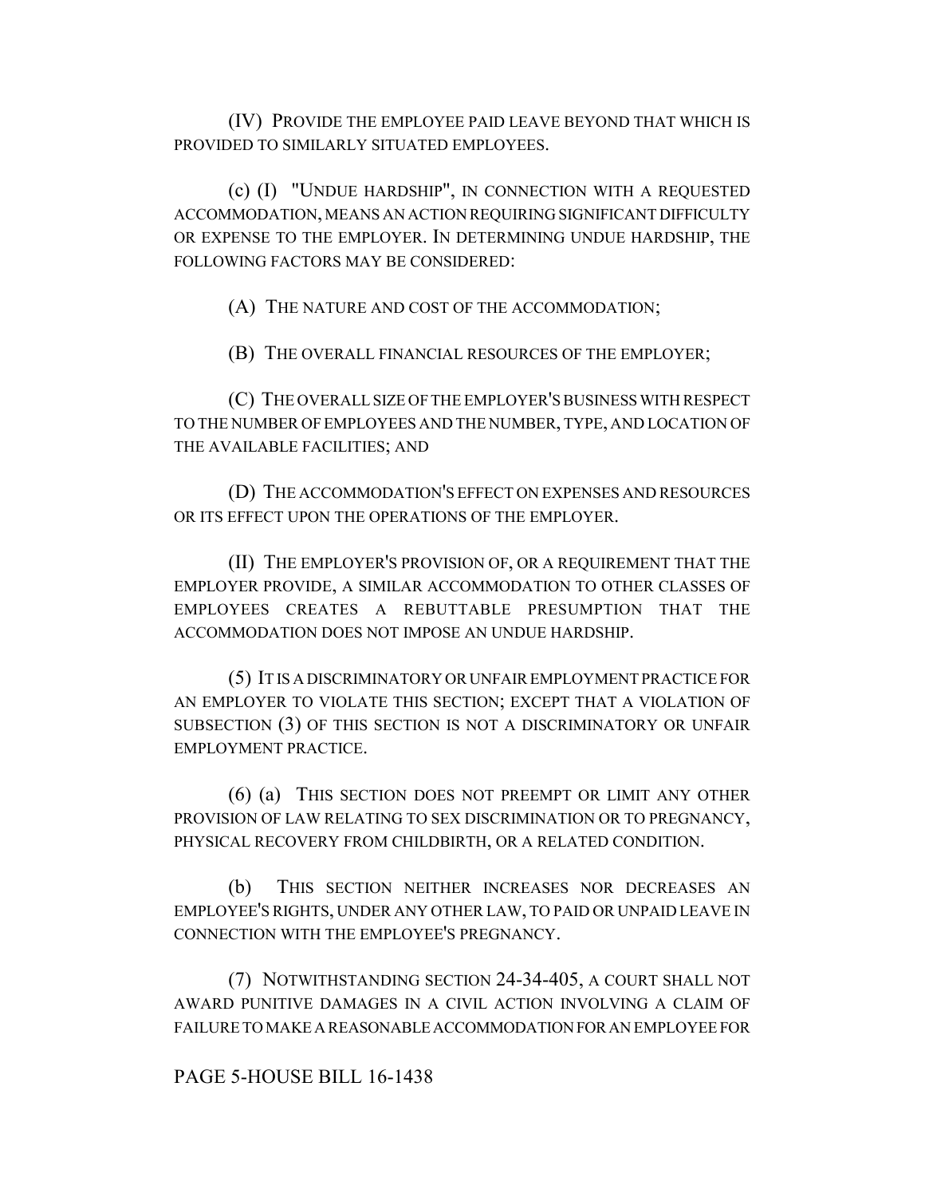(IV) PROVIDE THE EMPLOYEE PAID LEAVE BEYOND THAT WHICH IS PROVIDED TO SIMILARLY SITUATED EMPLOYEES.

(c) (I) "UNDUE HARDSHIP", IN CONNECTION WITH A REQUESTED ACCOMMODATION, MEANS AN ACTION REQUIRING SIGNIFICANT DIFFICULTY OR EXPENSE TO THE EMPLOYER. IN DETERMINING UNDUE HARDSHIP, THE FOLLOWING FACTORS MAY BE CONSIDERED:

(A) THE NATURE AND COST OF THE ACCOMMODATION;

(B) THE OVERALL FINANCIAL RESOURCES OF THE EMPLOYER;

(C) THE OVERALL SIZE OF THE EMPLOYER'S BUSINESS WITH RESPECT TO THE NUMBER OF EMPLOYEES AND THE NUMBER, TYPE, AND LOCATION OF THE AVAILABLE FACILITIES; AND

(D) THE ACCOMMODATION'S EFFECT ON EXPENSES AND RESOURCES OR ITS EFFECT UPON THE OPERATIONS OF THE EMPLOYER.

(II) THE EMPLOYER'S PROVISION OF, OR A REQUIREMENT THAT THE EMPLOYER PROVIDE, A SIMILAR ACCOMMODATION TO OTHER CLASSES OF EMPLOYEES CREATES A REBUTTABLE PRESUMPTION THAT THE ACCOMMODATION DOES NOT IMPOSE AN UNDUE HARDSHIP.

(5) IT IS A DISCRIMINATORY OR UNFAIR EMPLOYMENT PRACTICE FOR AN EMPLOYER TO VIOLATE THIS SECTION; EXCEPT THAT A VIOLATION OF SUBSECTION (3) OF THIS SECTION IS NOT A DISCRIMINATORY OR UNFAIR EMPLOYMENT PRACTICE.

(6) (a) THIS SECTION DOES NOT PREEMPT OR LIMIT ANY OTHER PROVISION OF LAW RELATING TO SEX DISCRIMINATION OR TO PREGNANCY, PHYSICAL RECOVERY FROM CHILDBIRTH, OR A RELATED CONDITION.

(b) THIS SECTION NEITHER INCREASES NOR DECREASES AN EMPLOYEE'S RIGHTS, UNDER ANY OTHER LAW, TO PAID OR UNPAID LEAVE IN CONNECTION WITH THE EMPLOYEE'S PREGNANCY.

(7) NOTWITHSTANDING SECTION 24-34-405, A COURT SHALL NOT AWARD PUNITIVE DAMAGES IN A CIVIL ACTION INVOLVING A CLAIM OF FAILURE TO MAKE A REASONABLE ACCOMMODATION FOR AN EMPLOYEE FOR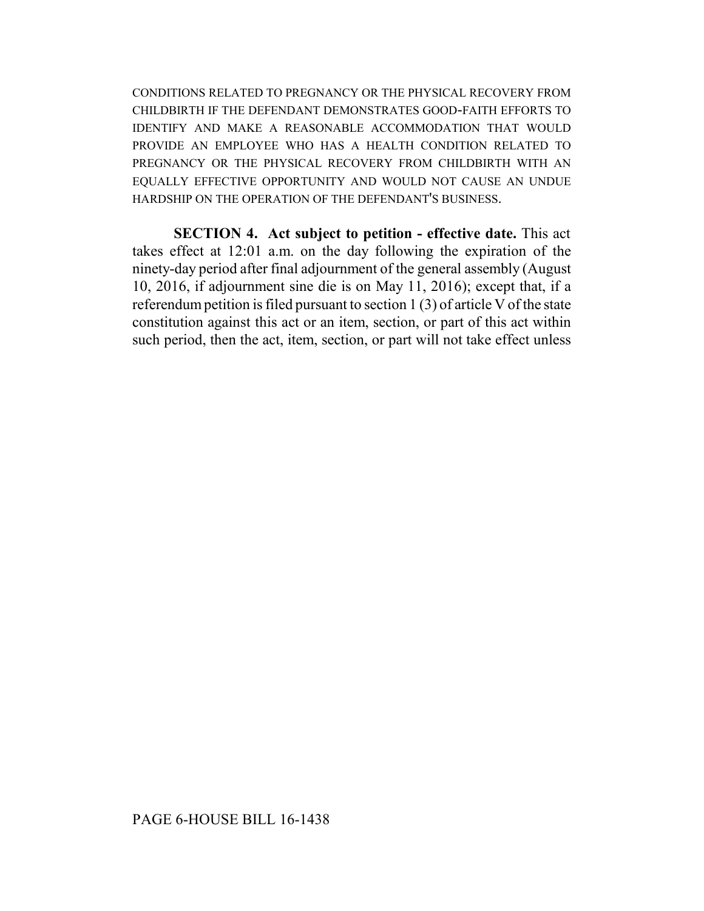CONDITIONS RELATED TO PREGNANCY OR THE PHYSICAL RECOVERY FROM CHILDBIRTH IF THE DEFENDANT DEMONSTRATES GOOD-FAITH EFFORTS TO IDENTIFY AND MAKE A REASONABLE ACCOMMODATION THAT WOULD PROVIDE AN EMPLOYEE WHO HAS A HEALTH CONDITION RELATED TO PREGNANCY OR THE PHYSICAL RECOVERY FROM CHILDBIRTH WITH AN EQUALLY EFFECTIVE OPPORTUNITY AND WOULD NOT CAUSE AN UNDUE HARDSHIP ON THE OPERATION OF THE DEFENDANT'S BUSINESS.

**SECTION 4. Act subject to petition - effective date.** This act takes effect at 12:01 a.m. on the day following the expiration of the ninety-day period after final adjournment of the general assembly (August 10, 2016, if adjournment sine die is on May 11, 2016); except that, if a referendum petition is filed pursuant to section 1 (3) of article V of the state constitution against this act or an item, section, or part of this act within such period, then the act, item, section, or part will not take effect unless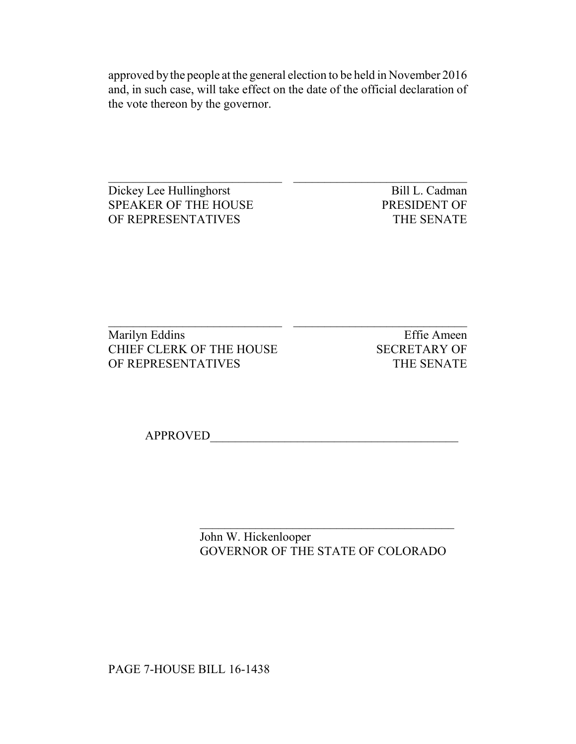approved by the people at the general election to be held in November 2016 and, in such case, will take effect on the date of the official declaration of the vote thereon by the governor.

\_\_\_\_\_\_\_\_\_\_\_\_\_\_\_\_\_\_\_\_\_\_\_\_\_\_\_\_
Dickey Lee Hullinghorst
SPEAKER OF THE HOUSE
OF REPRESENTATIVES

\_\_\_\_\_\_\_\_\_\_\_\_\_\_\_\_\_\_\_\_\_\_\_\_\_\_\_\_
Bill L. Cadman
PRESIDENT OF
THE SENATE

\_\_\_\_\_\_\_\_\_\_\_\_\_\_\_\_\_\_\_\_\_\_\_\_\_\_\_\_
Marilyn Eddins
CHIEF CLERK OF THE HOUSE
OF REPRESENTATIVES

\_\_\_\_\_\_\_\_\_\_\_\_\_\_\_\_\_\_\_\_\_\_\_\_\_\_\_\_
Effie Ameen
SECRETARY OF
THE SENATE

APPROVED\_\_\_\_\_\_\_\_\_\_\_\_\_\_\_\_\_\_\_\_\_\_\_\_\_\_\_\_\_\_\_\_\_\_\_\_\_\_\_\_

\_\_\_\_\_\_\_\_\_\_\_\_\_\_\_\_\_\_\_\_\_\_\_\_\_\_\_\_\_\_\_\_\_\_\_\_\_\_\_\_
John W. Hickenlooper
GOVERNOR OF THE STATE OF COLORADO

PAGE 7-HOUSE BILL 16-1438